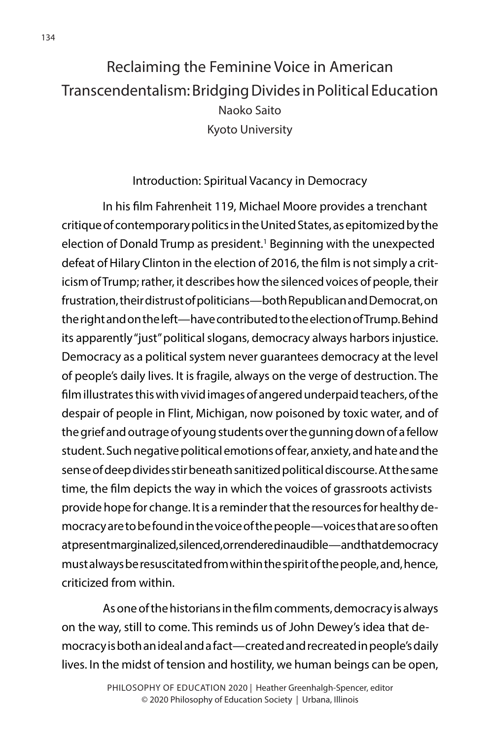# Reclaiming the Feminine Voice in American Transcendentalism: Bridging Divides in Political Education

Naoko Saito
Kyoto University

## Introduction: Spiritual Vacancy in Democracy

In his film Fahrenheit 119, Michael Moore provides a trenchant critique of contemporary politics in the United States, as epitomized by the election of Donald Trump as president.[1] Beginning with the unexpected defeat of Hilary Clinton in the election of 2016, the film is not simply a criticism of Trump; rather, it describes how the silenced voices of people, their frustration, their distrust of politicians—both Republican and Democrat, on the right and on the left—have contributed to the election of Trump. Behind its apparently "just" political slogans, democracy always harbors injustice. Democracy as a political system never guarantees democracy at the level of people's daily lives. It is fragile, always on the verge of destruction. The film illustrates this with vivid images of angered underpaid teachers, of the despair of people in Flint, Michigan, now poisoned by toxic water, and of the grief and outrage of young students over the gunning down of a fellow student. Such negative political emotions of fear, anxiety, and hate and the sense of deep divides stir beneath sanitized political discourse. At the same time, the film depicts the way in which the voices of grassroots activists provide hope for change. It is a reminder that the resources for healthy democracy are to be found in the voice of the people—voices that are so often at present marginalized, silenced, or rendered inaudible—and that democracy must always be resuscitated from within the spirit of the people, and, hence, criticized from within.

As one of the historians in the film comments, democracy is always on the way, still to come. This reminds us of John Dewey's idea that democracy is both an ideal and a fact—created and recreated in people's daily lives. In the midst of tension and hostility, we human beings can be open,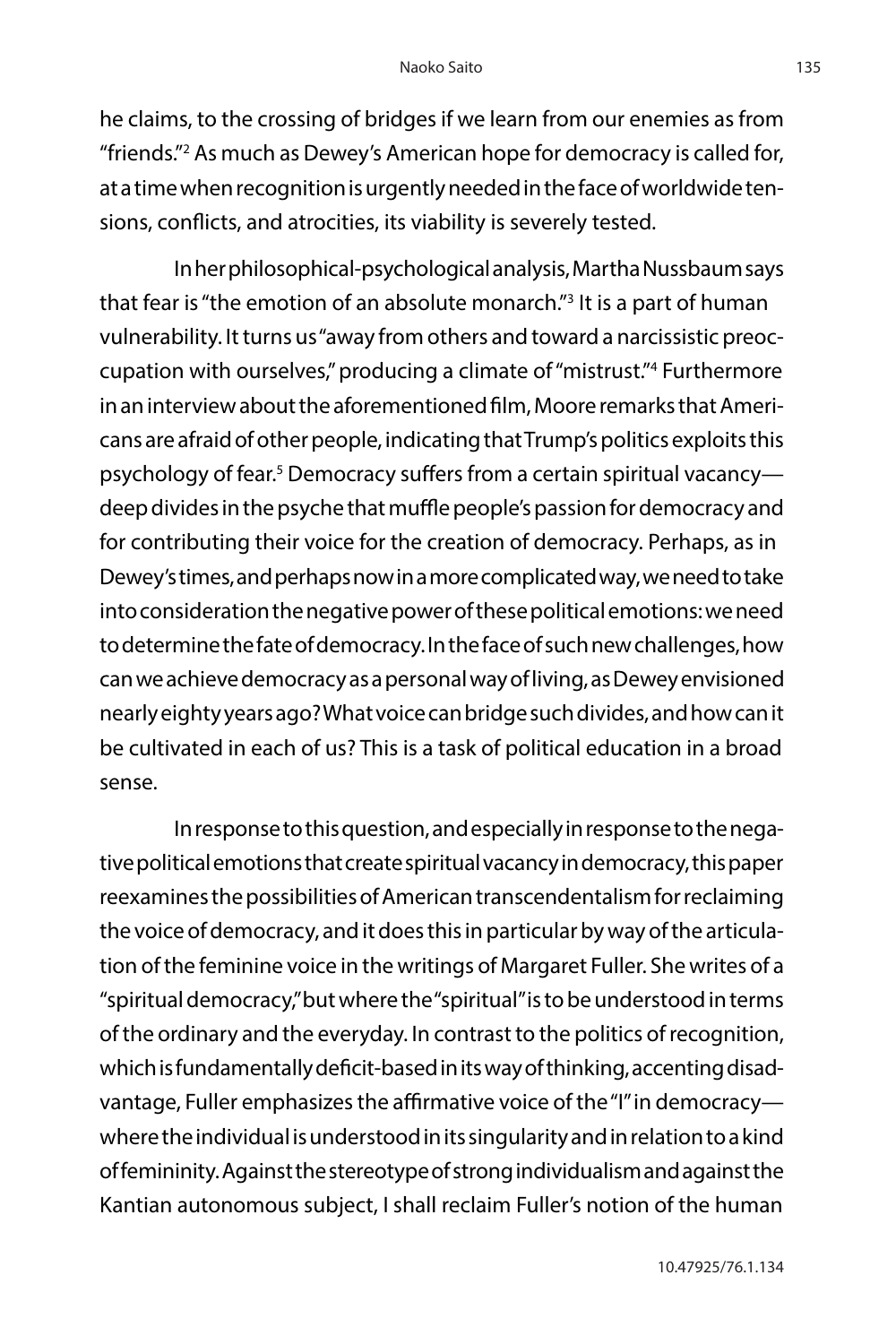he claims, to the crossing of bridges if we learn from our enemies as from "friends."[2] As much as Dewey's American hope for democracy is called for, at a time when recognition is urgently needed in the face of worldwide tensions, conflicts, and atrocities, its viability is severely tested.

In her philosophical-psychological analysis, Martha Nussbaum says that fear is "the emotion of an absolute monarch."[3] It is a part of human vulnerability. It turns us "away from others and toward a narcissistic preoccupation with ourselves," producing a climate of "mistrust."[4] Furthermore in an interview about the aforementioned film, Moore remarks that Americans are afraid of other people, indicating that Trump's politics exploits this psychology of fear.[5] Democracy suffers from a certain spiritual vacancy—deep divides in the psyche that muffle people's passion for democracy and for contributing their voice for the creation of democracy. Perhaps, as in Dewey's times, and perhaps now in a more complicated way, we need to take into consideration the negative power of these political emotions: we need to determine the fate of democracy. In the face of such new challenges, how can we achieve democracy as a personal way of living, as Dewey envisioned nearly eighty years ago? What voice can bridge such divides, and how can it be cultivated in each of us? This is a task of political education in a broad sense.

In response to this question, and especially in response to the negative political emotions that create spiritual vacancy in democracy, this paper reexamines the possibilities of American transcendentalism for reclaiming the voice of democracy, and it does this in particular by way of the articulation of the feminine voice in the writings of Margaret Fuller. She writes of a "spiritual democracy," but where the "spiritual" is to be understood in terms of the ordinary and the everyday. In contrast to the politics of recognition, which is fundamentally deficit-based in its way of thinking, accenting disadvantage, Fuller emphasizes the affirmative voice of the "I" in democracy—where the individual is understood in its singularity and in relation to a kind of femininity. Against the stereotype of strong individualism and against the Kantian autonomous subject, I shall reclaim Fuller's notion of the human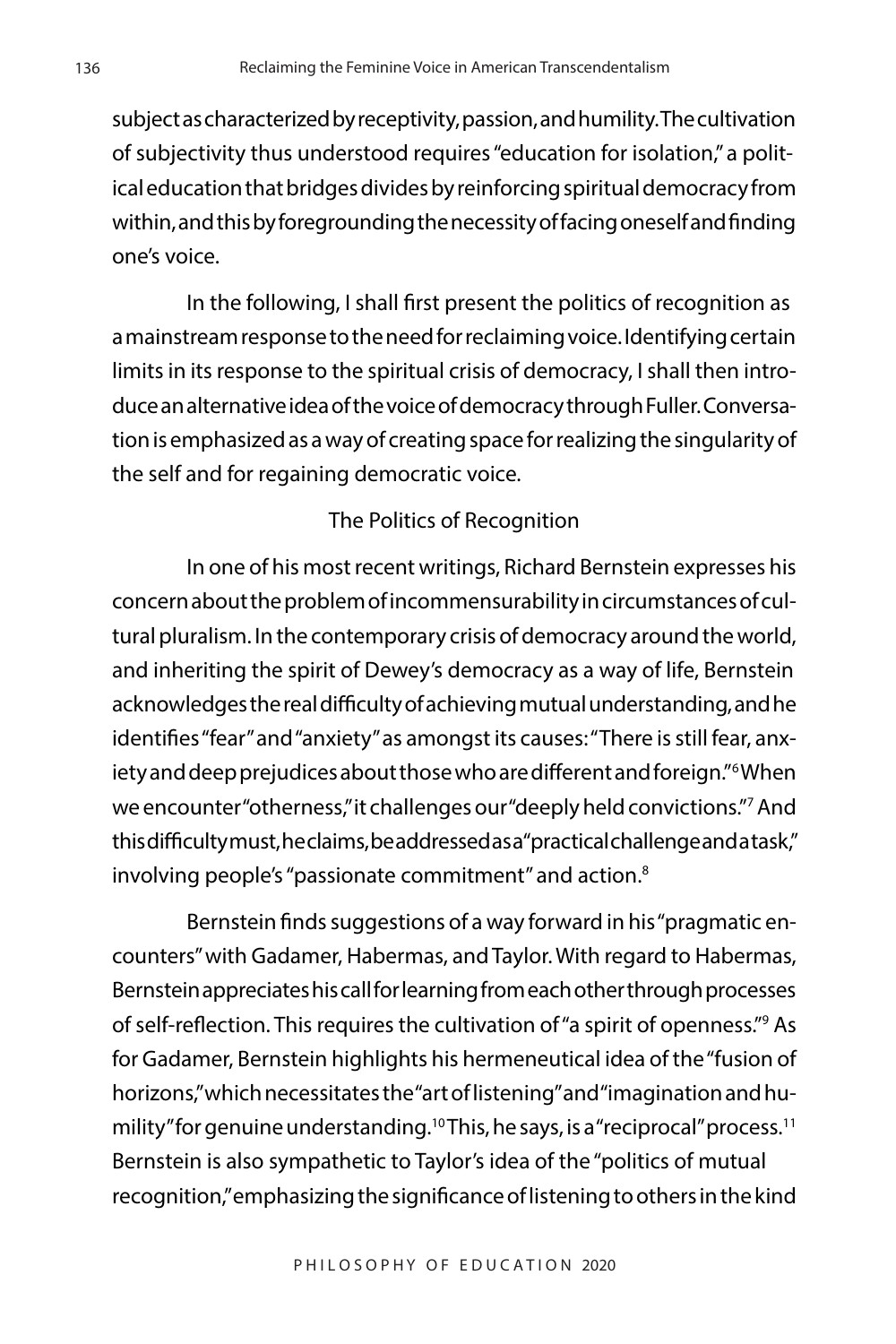subject as characterized by receptivity, passion, and humility. The cultivation of subjectivity thus understood requires "education for isolation," a political education that bridges divides by reinforcing spiritual democracy from within, and this by foregrounding the necessity of facing oneself and finding one's voice.

In the following, I shall first present the politics of recognition as a mainstream response to the need for reclaiming voice. Identifying certain limits in its response to the spiritual crisis of democracy, I shall then introduce an alternative idea of the voice of democracy through Fuller. Conversation is emphasized as a way of creating space for realizing the singularity of the self and for regaining democratic voice.

## The Politics of Recognition

In one of his most recent writings, Richard Bernstein expresses his concern about the problem of incommensurability in circumstances of cultural pluralism. In the contemporary crisis of democracy around the world, and inheriting the spirit of Dewey's democracy as a way of life, Bernstein acknowledges the real difficulty of achieving mutual understanding, and he identifies "fear" and "anxiety" as amongst its causes: "There is still fear, anxiety and deep prejudices about those who are different and foreign."[6] When we encounter "otherness," it challenges our "deeply held convictions."[7] And this difficulty must, he claims, be addressed as a "practical challenge and a task," involving people's "passionate commitment" and action.[8]

Bernstein finds suggestions of a way forward in his "pragmatic encounters" with Gadamer, Habermas, and Taylor. With regard to Habermas, Bernstein appreciates his call for learning from each other through processes of self-reflection. This requires the cultivation of "a spirit of openness."[9] As for Gadamer, Bernstein highlights his hermeneutical idea of the "fusion of horizons," which necessitates the "art of listening" and "imagination and humility" for genuine understanding.[10] This, he says, is a "reciprocal" process.[11] Bernstein is also sympathetic to Taylor's idea of the "politics of mutual recognition," emphasizing the significance of listening to others in the kind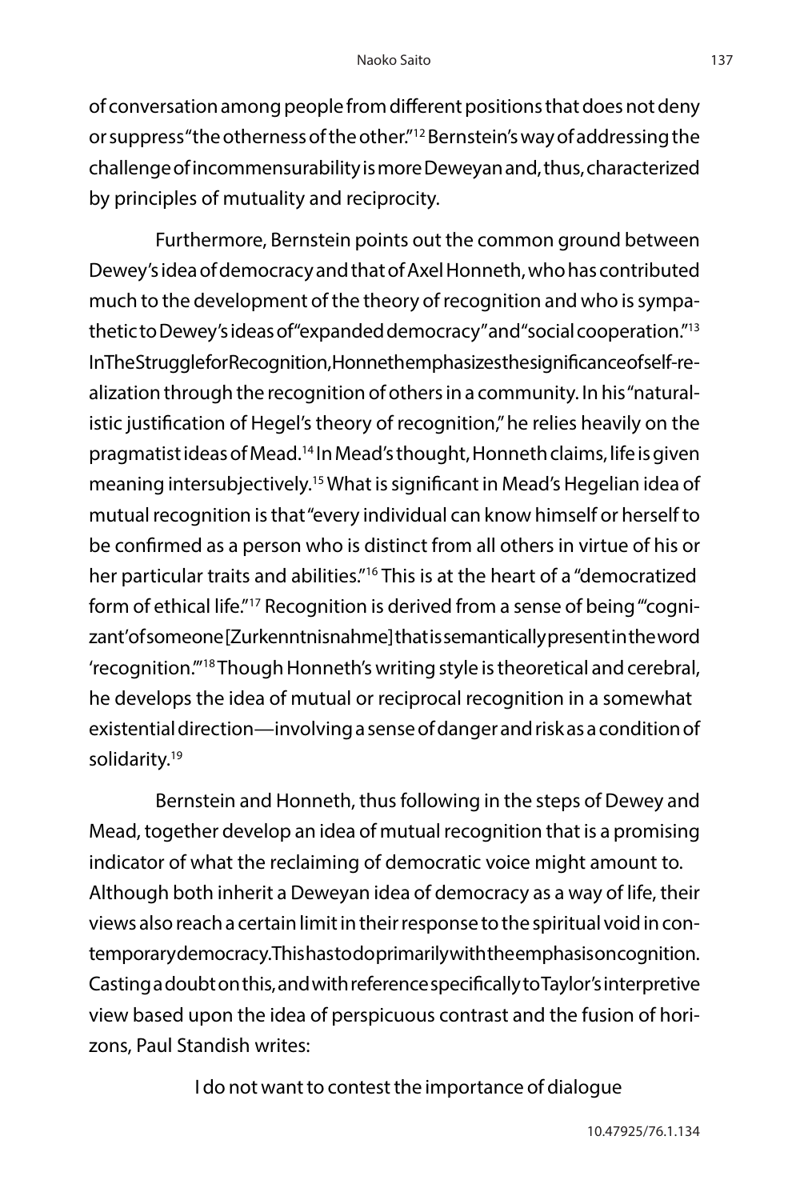of conversation among people from different positions that does not deny or suppress "the otherness of the other."[12] Bernstein's way of addressing the challenge of incommensurability is more Deweyan and, thus, characterized by principles of mutuality and reciprocity.

Furthermore, Bernstein points out the common ground between Dewey's idea of democracy and that of Axel Honneth, who has contributed much to the development of the theory of recognition and who is sympathetic to Dewey's ideas of "expanded democracy" and "social cooperation."[13] In The Struggle for Recognition, Honneth emphasizes the significance of self-realization through the recognition of others in a community. In his "naturalistic justification of Hegel's theory of recognition," he relies heavily on the pragmatist ideas of Mead.[14] In Mead's thought, Honneth claims, life is given meaning intersubjectively.[15] What is significant in Mead's Hegelian idea of mutual recognition is that "every individual can know himself or herself to be confirmed as a person who is distinct from all others in virtue of his or her particular traits and abilities."[16] This is at the heart of a "democratized form of ethical life."[17] Recognition is derived from a sense of being "'cognizant' of someone [Zurkenntnisnahme] that is semantically present in the word 'recognition.'"[18] Though Honneth's writing style is theoretical and cerebral, he develops the idea of mutual or reciprocal recognition in a somewhat existential direction—involving a sense of danger and risk as a condition of solidarity.[19]

Bernstein and Honneth, thus following in the steps of Dewey and Mead, together develop an idea of mutual recognition that is a promising indicator of what the reclaiming of democratic voice might amount to. Although both inherit a Deweyan idea of democracy as a way of life, their views also reach a certain limit in their response to the spiritual void in contemporary democracy. This has to do primarily with the emphasis on cognition. Casting a doubt on this, and with reference specifically to Taylor's interpretive view based upon the idea of perspicuous contrast and the fusion of horizons, Paul Standish writes:

> I do not want to contest the importance of dialogue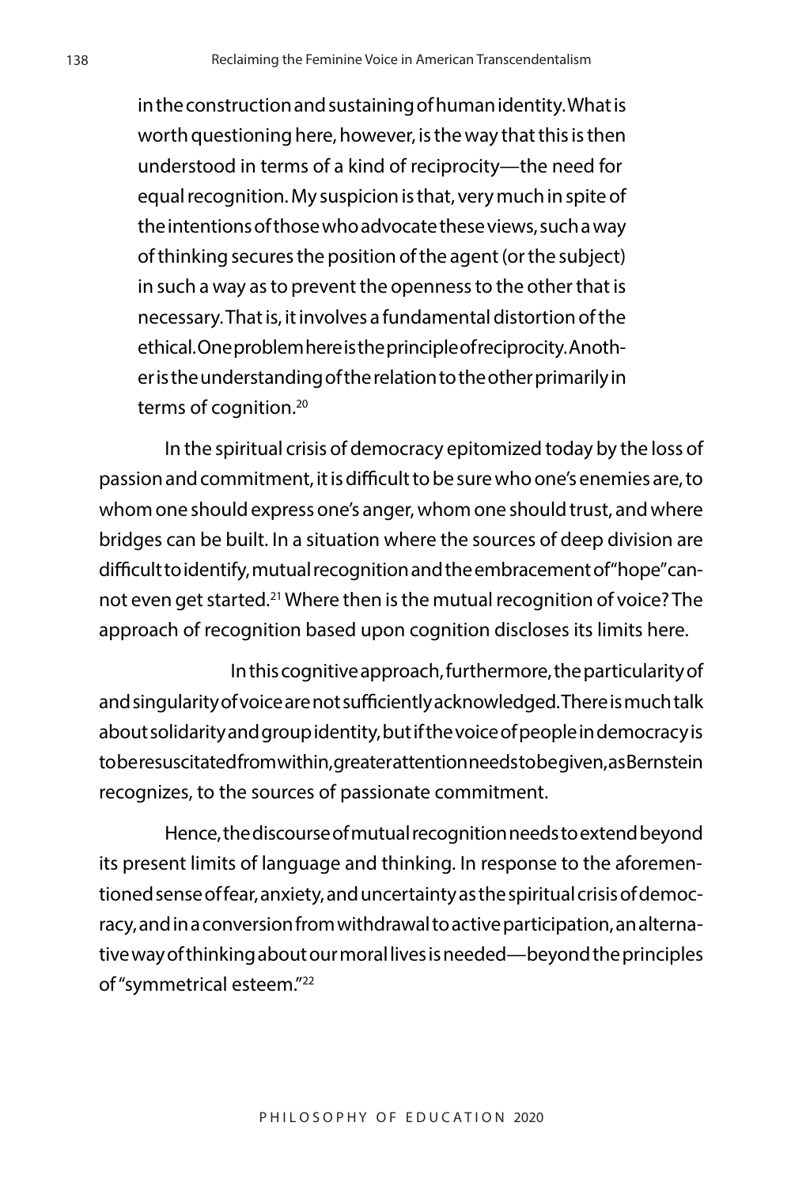> in the construction and sustaining of human identity. What is worth questioning here, however, is the way that this is then understood in terms of a kind of reciprocity—the need for equal recognition. My suspicion is that, very much in spite of the intentions of those who advocate these views, such a way of thinking secures the position of the agent (or the subject) in such a way as to prevent the openness to the other that is necessary. That is, it involves a fundamental distortion of the ethical. One problem here is the principle of reciprocity. Another is the understanding of the relation to the other primarily in terms of cognition.[20]

In the spiritual crisis of democracy epitomized today by the loss of passion and commitment, it is difficult to be sure who one's enemies are, to whom one should express one's anger, whom one should trust, and where bridges can be built. In a situation where the sources of deep division are difficult to identify, mutual recognition and the embracement of "hope" cannot even get started.[21] Where then is the mutual recognition of voice? The approach of recognition based upon cognition discloses its limits here.

In this cognitive approach, furthermore, the particularity of and singularity of voice are not sufficiently acknowledged. There is much talk about solidarity and group identity, but if the voice of people in democracy is to be resuscitated from within, greater attention needs to be given, as Bernstein recognizes, to the sources of passionate commitment.

Hence, the discourse of mutual recognition needs to extend beyond its present limits of language and thinking. In response to the aforementioned sense of fear, anxiety, and uncertainty as the spiritual crisis of democracy, and in a conversion from withdrawal to active participation, an alternative way of thinking about our moral lives is needed—beyond the principles of "symmetrical esteem."[22]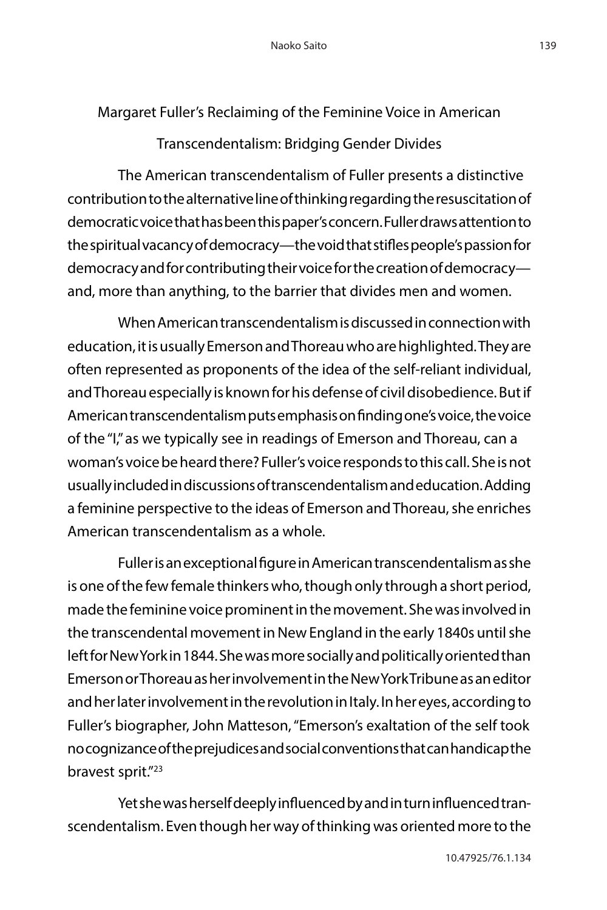## Margaret Fuller's Reclaiming of the Feminine Voice in American Transcendentalism: Bridging Gender Divides

The American transcendentalism of Fuller presents a distinctive contribution to the alternative line of thinking regarding the resuscitation of democratic voice that has been this paper's concern. Fuller draws attention to the spiritual vacancy of democracy—the void that stifles people's passion for democracy and for contributing their voice for the creation of democracy—and, more than anything, to the barrier that divides men and women.

When American transcendentalism is discussed in connection with education, it is usually Emerson and Thoreau who are highlighted. They are often represented as proponents of the idea of the self-reliant individual, and Thoreau especially is known for his defense of civil disobedience. But if American transcendentalism puts emphasis on finding one's voice, the voice of the "I," as we typically see in readings of Emerson and Thoreau, can a woman's voice be heard there? Fuller's voice responds to this call. She is not usually included in discussions of transcendentalism and education. Adding a feminine perspective to the ideas of Emerson and Thoreau, she enriches American transcendentalism as a whole.

Fuller is an exceptional figure in American transcendentalism as she is one of the few female thinkers who, though only through a short period, made the feminine voice prominent in the movement. She was involved in the transcendental movement in New England in the early 1840s until she left for New York in 1844. She was more socially and politically oriented than Emerson or Thoreau as her involvement in the New York Tribune as an editor and her later involvement in the revolution in Italy. In her eyes, according to Fuller's biographer, John Matteson, "Emerson's exaltation of the self took no cognizance of the prejudices and social conventions that can handicap the bravest sprit."[23]

Yet she was herself deeply influenced by and in turn influenced transcendentalism. Even though her way of thinking was oriented more to the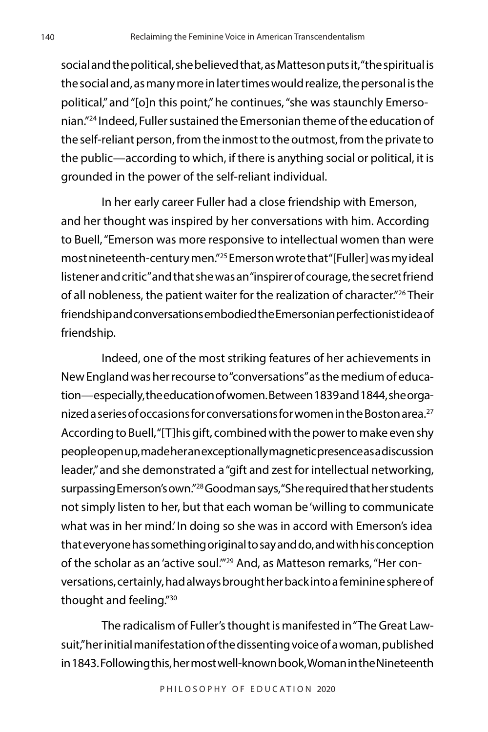social and the political, she believed that, as Matteson puts it, "the spiritual is the social and, as many more in later times would realize, the personal is the political," and "[o]n this point," he continues, "she was staunchly Emersonian."[24] Indeed, Fuller sustained the Emersonian theme of the education of the self-reliant person, from the inmost to the outmost, from the private to the public—according to which, if there is anything social or political, it is grounded in the power of the self-reliant individual.

In her early career Fuller had a close friendship with Emerson, and her thought was inspired by her conversations with him. According to Buell, "Emerson was more responsive to intellectual women than were most nineteenth-century men."[25] Emerson wrote that "[Fuller] was my ideal listener and critic" and that she was an "inspirer of courage, the secret friend of all nobleness, the patient waiter for the realization of character."[26] Their friendship and conversations embodied the Emersonian perfectionist idea of friendship.

Indeed, one of the most striking features of her achievements in New England was her recourse to "conversations" as the medium of education—especially, the education of women. Between 1839 and 1844, she organized a series of occasions for conversations for women in the Boston area.[27] According to Buell, "[T]his gift, combined with the power to make even shy people open up, made her an exceptionally magnetic presence as a discussion leader," and she demonstrated a "gift and zest for intellectual networking, surpassing Emerson's own."[28] Goodman says, "She required that her students not simply listen to her, but that each woman be 'willing to communicate what was in her mind.' In doing so she was in accord with Emerson's idea that everyone has something original to say and do, and with his conception of the scholar as an 'active soul.'"[29] And, as Matteson remarks, "Her conversations, certainly, had always brought her back into a feminine sphere of thought and feeling."[30]

The radicalism of Fuller's thought is manifested in "The Great Lawsuit," her initial manifestation of the dissenting voice of a woman, published in 1843. Following this, her most well-known book, Woman in the Nineteenth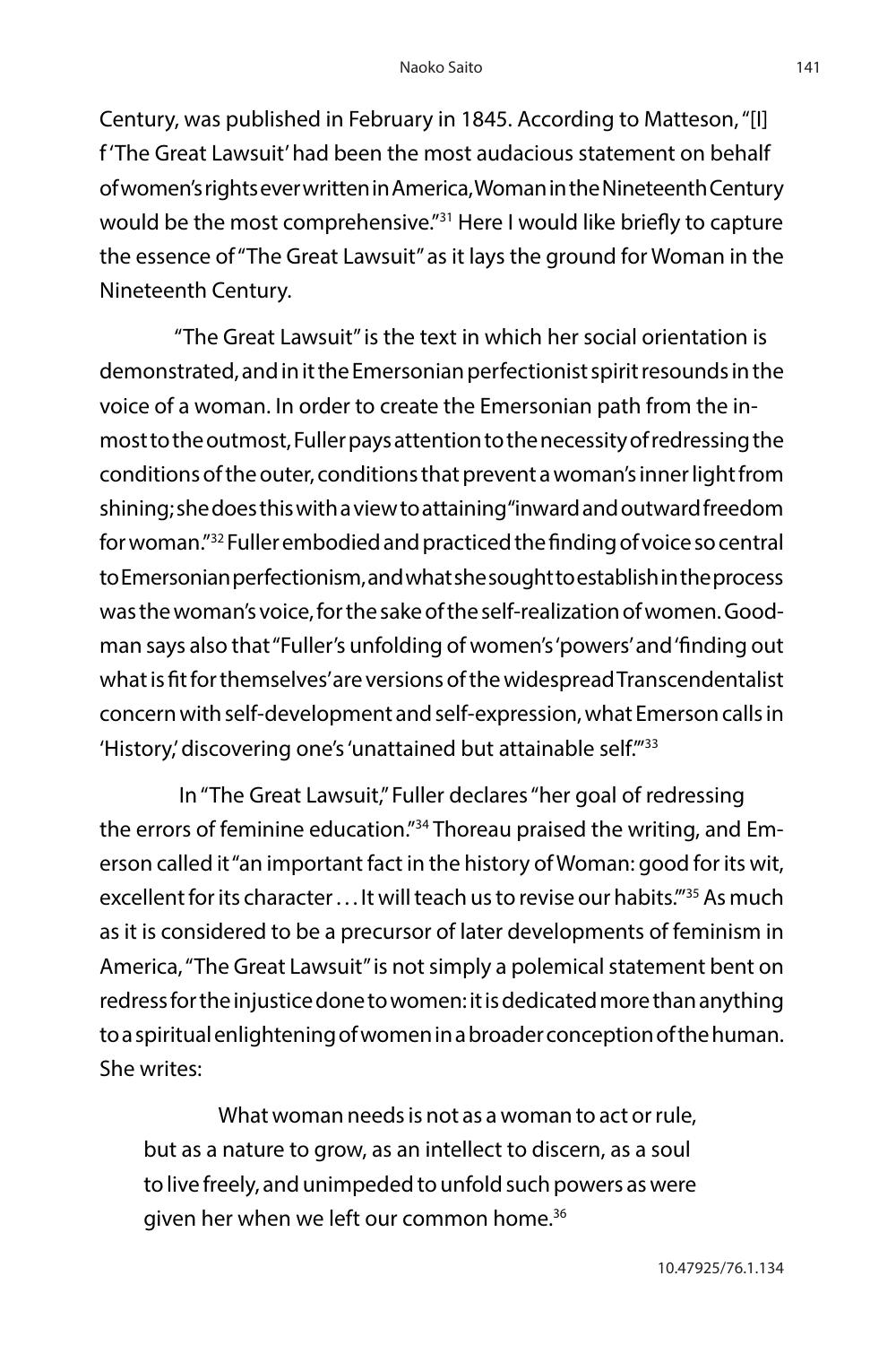Century, was published in February in 1845. According to Matteson, "[I]f 'The Great Lawsuit' had been the most audacious statement on behalf of women's rights ever written in America, Woman in the Nineteenth Century would be the most comprehensive."[31] Here I would like briefly to capture the essence of "The Great Lawsuit" as it lays the ground for Woman in the Nineteenth Century.

"The Great Lawsuit" is the text in which her social orientation is demonstrated, and in it the Emersonian perfectionist spirit resounds in the voice of a woman. In order to create the Emersonian path from the inmost to the outmost, Fuller pays attention to the necessity of redressing the conditions of the outer, conditions that prevent a woman's inner light from shining; she does this with a view to attaining "inward and outward freedom for woman."[32] Fuller embodied and practiced the finding of voice so central to Emersonian perfectionism, and what she sought to establish in the process was the woman's voice, for the sake of the self-realization of women. Goodman says also that "Fuller's unfolding of women's 'powers' and 'finding out what is fit for themselves' are versions of the widespread Transcendentalist concern with self-development and self-expression, what Emerson calls in 'History,' discovering one's 'unattained but attainable self.'"[33]

In "The Great Lawsuit," Fuller declares "her goal of redressing the errors of feminine education."[34] Thoreau praised the writing, and Emerson called it "an important fact in the history of Woman: good for its wit, excellent for its character . . . It will teach us to revise our habits.'"[35] As much as it is considered to be a precursor of later developments of feminism in America, "The Great Lawsuit" is not simply a polemical statement bent on redress for the injustice done to women: it is dedicated more than anything to a spiritual enlightening of women in a broader conception of the human. She writes:

> What woman needs is not as a woman to act or rule, but as a nature to grow, as an intellect to discern, as a soul to live freely, and unimpeded to unfold such powers as were given her when we left our common home.[36]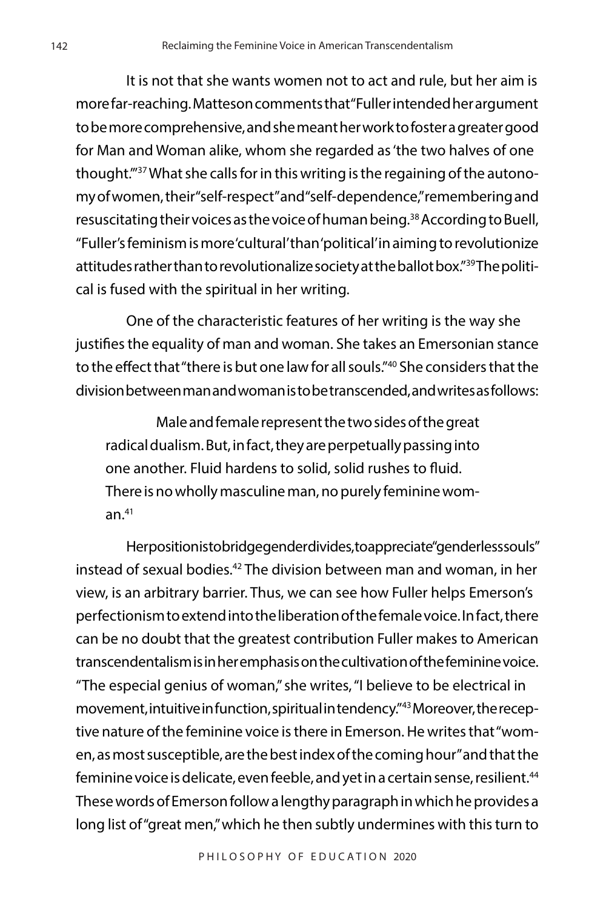It is not that she wants women not to act and rule, but her aim is more far-reaching. Matteson comments that "Fuller intended her argument to be more comprehensive, and she meant her work to foster a greater good for Man and Woman alike, whom she regarded as 'the two halves of one thought.'"[37] What she calls for in this writing is the regaining of the autonomy of women, their "self-respect" and "self-dependence," remembering and resuscitating their voices as the voice of human being.[38] According to Buell, "Fuller's feminism is more 'cultural' than 'political' in aiming to revolutionize attitudes rather than to revolutionalize society at the ballot box."[39] The political is fused with the spiritual in her writing.

One of the characteristic features of her writing is the way she justifies the equality of man and woman. She takes an Emersonian stance to the effect that "there is but one law for all souls."[40] She considers that the division between man and woman is to be transcended, and writes as follows:

> Male and female represent the two sides of the great radical dualism. But, in fact, they are perpetually passing into one another. Fluid hardens to solid, solid rushes to fluid. There is no wholly masculine man, no purely feminine woman.[41]

Her position is to bridge gender divides, to appreciate "genderless souls" instead of sexual bodies.[42] The division between man and woman, in her view, is an arbitrary barrier. Thus, we can see how Fuller helps Emerson's perfectionism to extend into the liberation of the female voice. In fact, there can be no doubt that the greatest contribution Fuller makes to American transcendentalism is in her emphasis on the cultivation of the feminine voice. "The especial genius of woman," she writes, "I believe to be electrical in movement, intuitive in function, spiritual in tendency."[43] Moreover, the receptive nature of the feminine voice is there in Emerson. He writes that "women, as most susceptible, are the best index of the coming hour" and that the feminine voice is delicate, even feeble, and yet in a certain sense, resilient.[44] These words of Emerson follow a lengthy paragraph in which he provides a long list of "great men," which he then subtly undermines with this turn to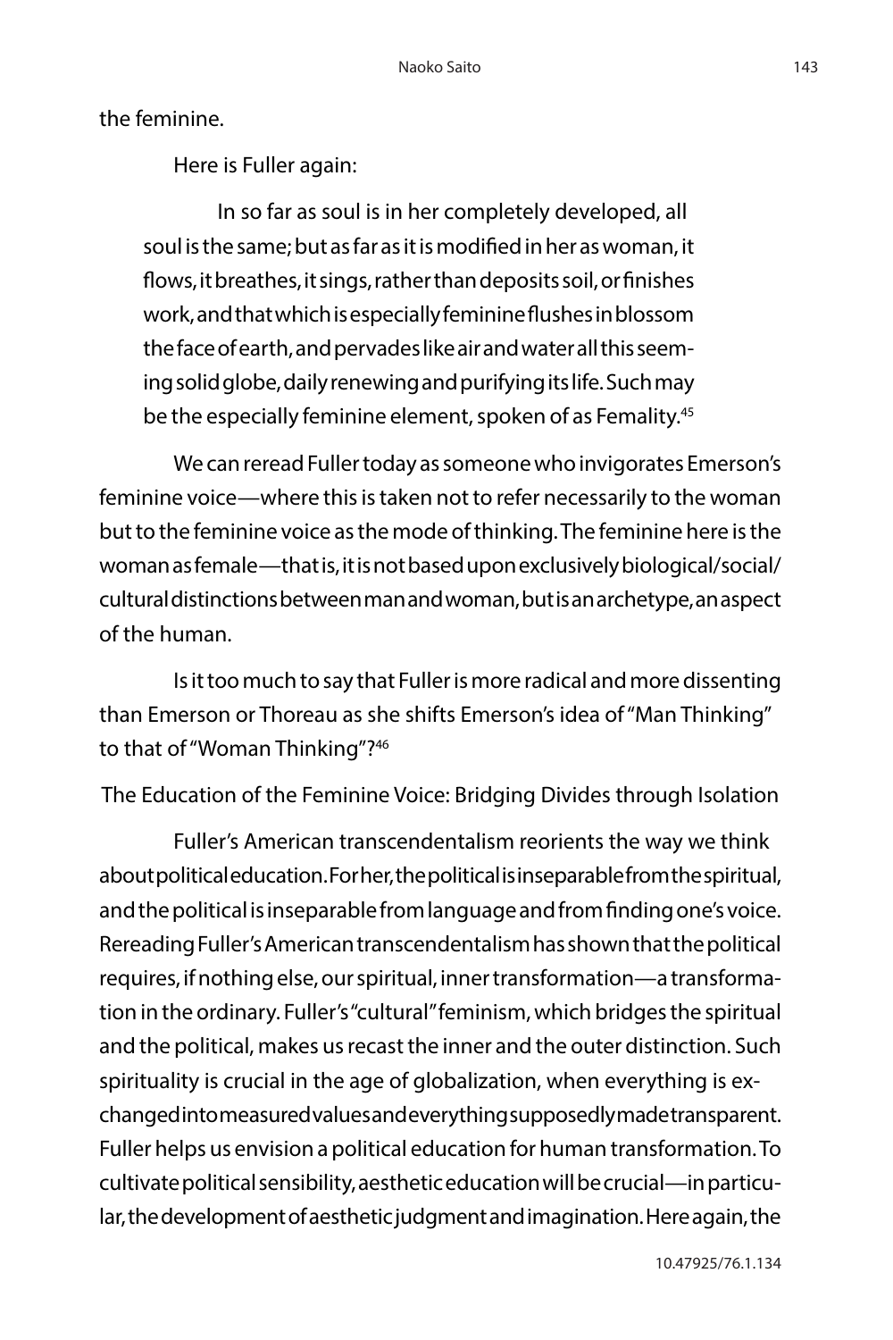the feminine.

Here is Fuller again:

> In so far as soul is in her completely developed, all soul is the same; but as far as it is modified in her as woman, it flows, it breathes, it sings, rather than deposits soil, or finishes work, and that which is especially feminine flushes in blossom the face of earth, and pervades like air and water all this seeming solid globe, daily renewing and purifying its life. Such may be the especially feminine element, spoken of as Femality.[45]

We can reread Fuller today as someone who invigorates Emerson's feminine voice—where this is taken not to refer necessarily to the woman but to the feminine voice as the mode of thinking. The feminine here is the woman as female—that is, it is not based upon exclusively biological/social/cultural distinctions between man and woman, but is an archetype, an aspect of the human.

Is it too much to say that Fuller is more radical and more dissenting than Emerson or Thoreau as she shifts Emerson's idea of "Man Thinking" to that of "Woman Thinking"?[46]

## The Education of the Feminine Voice: Bridging Divides through Isolation

Fuller's American transcendentalism reorients the way we think about political education. For her, the political is inseparable from the spiritual, and the political is inseparable from language and from finding one's voice. Rereading Fuller's American transcendentalism has shown that the political requires, if nothing else, our spiritual, inner transformation—a transformation in the ordinary. Fuller's "cultural" feminism, which bridges the spiritual and the political, makes us recast the inner and the outer distinction. Such spirituality is crucial in the age of globalization, when everything is exchanged into measured values and everything supposedly made transparent. Fuller helps us envision a political education for human transformation. To cultivate political sensibility, aesthetic education will be crucial—in particular, the development of aesthetic judgment and imagination. Here again, the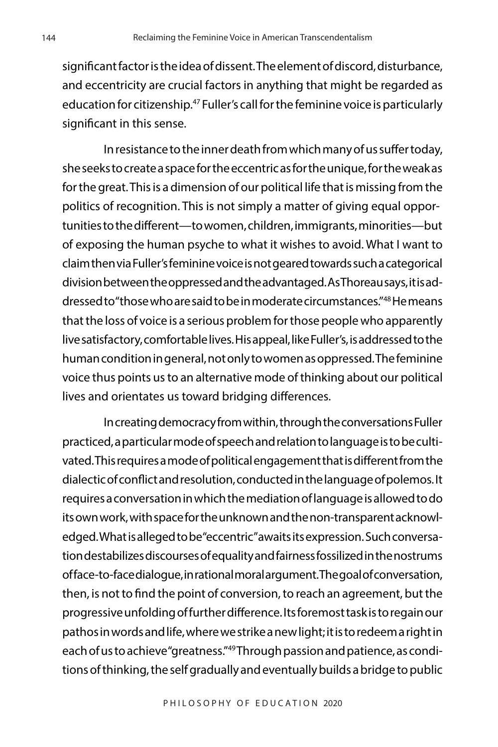significant factor is the idea of dissent. The element of discord, disturbance, and eccentricity are crucial factors in anything that might be regarded as education for citizenship.[47] Fuller's call for the feminine voice is particularly significant in this sense.

In resistance to the inner death from which many of us suffer today, she seeks to create a space for the eccentric as for the unique, for the weak as for the great. This is a dimension of our political life that is missing from the politics of recognition. This is not simply a matter of giving equal opportunities to the different—to women, children, immigrants, minorities—but of exposing the human psyche to what it wishes to avoid. What I want to claim then via Fuller's feminine voice is not geared towards such a categorical division between the oppressed and the advantaged. As Thoreau says, it is addressed to "those who are said to be in moderate circumstances."[48] He means that the loss of voice is a serious problem for those people who apparently live satisfactory, comfortable lives. His appeal, like Fuller's, is addressed to the human condition in general, not only to women as oppressed. The feminine voice thus points us to an alternative mode of thinking about our political lives and orientates us toward bridging differences.

In creating democracy from within, through the conversations Fuller practiced, a particular mode of speech and relation to language is to be cultivated. This requires a mode of political engagement that is different from the dialectic of conflict and resolution, conducted in the language of polemos. It requires a conversation in which the mediation of language is allowed to do its own work, with space for the unknown and the non-transparent acknowledged. What is alleged to be "eccentric" awaits its expression. Such conversation destabilizes discourses of equality and fairness fossilized in the nostrums of face-to-face dialogue, in rational moral argument. The goal of conversation, then, is not to find the point of conversion, to reach an agreement, but the progressive unfolding of further difference. Its foremost task is to regain our pathos in words and life, where we strike a new light; it is to redeem a right in each of us to achieve "greatness."[49] Through passion and patience, as conditions of thinking, the self gradually and eventually builds a bridge to public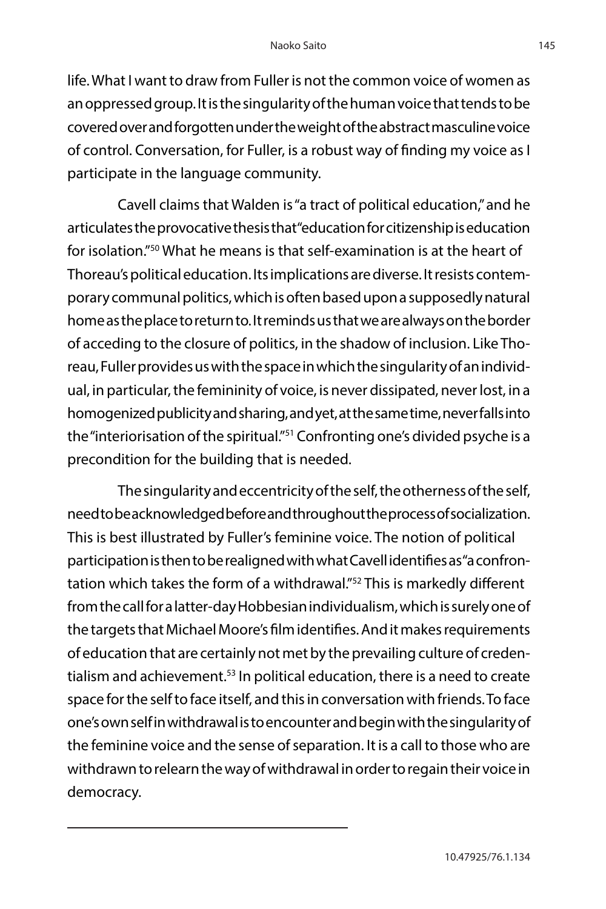life. What I want to draw from Fuller is not the common voice of women as an oppressed group. It is the singularity of the human voice that tends to be covered over and forgotten under the weight of the abstract masculine voice of control. Conversation, for Fuller, is a robust way of finding my voice as I participate in the language community.

Cavell claims that Walden is "a tract of political education," and he articulates the provocative thesis that "education for citizenship is education for isolation."[50] What he means is that self-examination is at the heart of Thoreau's political education. Its implications are diverse. It resists contemporary communal politics, which is often based upon a supposedly natural home as the place to return to. It reminds us that we are always on the border of acceding to the closure of politics, in the shadow of inclusion. Like Thoreau, Fuller provides us with the space in which the singularity of an individual, in particular, the femininity of voice, is never dissipated, never lost, in a homogenized publicity and sharing, and yet, at the same time, never falls into the "interiorisation of the spiritual."[51] Confronting one's divided psyche is a precondition for the building that is needed.

The singularity and eccentricity of the self, the otherness of the self, need to be acknowledged before and throughout the process of socialization. This is best illustrated by Fuller's feminine voice. The notion of political participation is then to be realigned with what Cavell identifies as "a confrontation which takes the form of a withdrawal."[52] This is markedly different from the call for a latter-day Hobbesian individualism, which is surely one of the targets that Michael Moore's film identifies. And it makes requirements of education that are certainly not met by the prevailing culture of credentialism and achievement.[53] In political education, there is a need to create space for the self to face itself, and this in conversation with friends. To face one's own self in withdrawal is to encounter and begin with the singularity of the feminine voice and the sense of separation. It is a call to those who are withdrawn to relearn the way of withdrawal in order to regain their voice in democracy.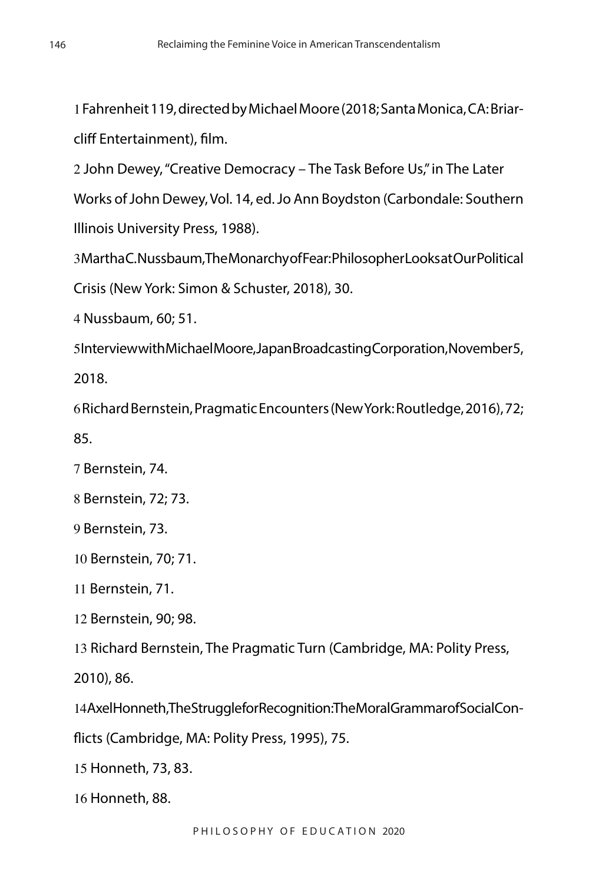1 Fahrenheit 119, directed by Michael Moore (2018; Santa Monica, CA: Briarcliff Entertainment), film.

2 John Dewey, "Creative Democracy – The Task Before Us," in The Later Works of John Dewey, Vol. 14, ed. Jo Ann Boydston (Carbondale: Southern Illinois University Press, 1988).

3 Martha C. Nussbaum, The Monarchy of Fear: Philosopher Looks at Our Political Crisis (New York: Simon & Schuster, 2018), 30.

4 Nussbaum, 60; 51.

5 Interview with Michael Moore, Japan Broadcasting Corporation, November 5, 2018.

6 Richard Bernstein, Pragmatic Encounters (New York: Routledge, 2016), 72; 85.

7 Bernstein, 74.

8 Bernstein, 72; 73.

9 Bernstein, 73.

10 Bernstein, 70; 71.

11 Bernstein, 71.

12 Bernstein, 90; 98.

13 Richard Bernstein, The Pragmatic Turn (Cambridge, MA: Polity Press, 2010), 86.

14 Axel Honneth, The Struggle for Recognition: The Moral Grammar of Social Conflicts (Cambridge, MA: Polity Press, 1995), 75.

15 Honneth, 73, 83.

16 Honneth, 88.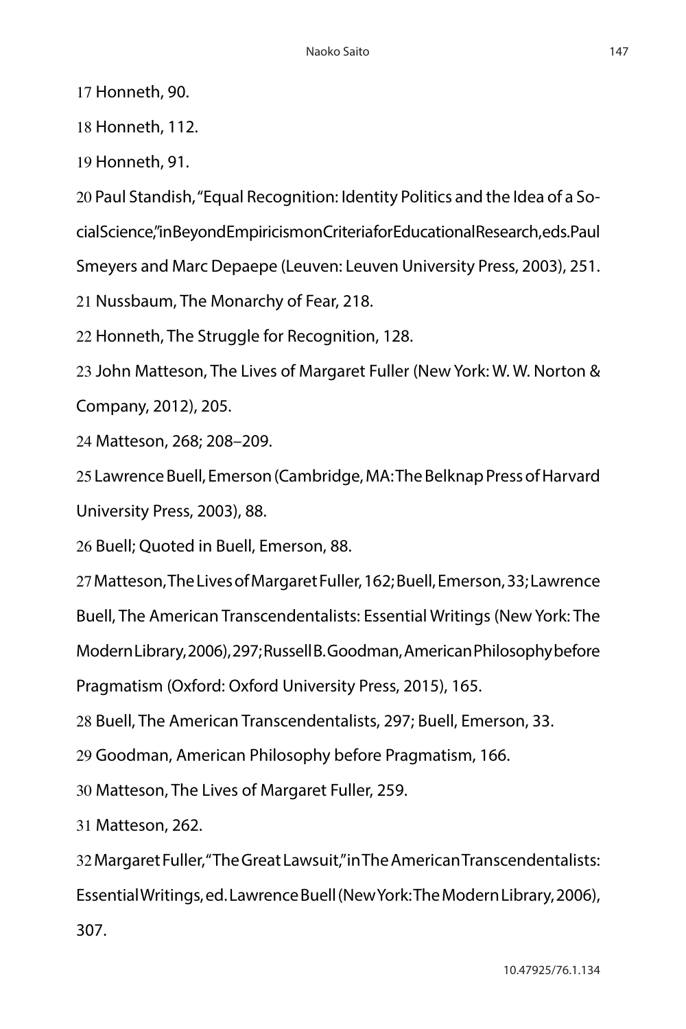17 Honneth, 90.

18 Honneth, 112.

19 Honneth, 91.

20 Paul Standish, "Equal Recognition: Identity Politics and the Idea of a Social Science," in Beyond Empiricism on Criteria for Educational Research, eds. Paul Smeyers and Marc Depaepe (Leuven: Leuven University Press, 2003), 251.

21 Nussbaum, The Monarchy of Fear, 218.

22 Honneth, The Struggle for Recognition, 128.

23 John Matteson, The Lives of Margaret Fuller (New York: W. W. Norton & Company, 2012), 205.

24 Matteson, 268; 208–209.

25 Lawrence Buell, Emerson (Cambridge, MA: The Belknap Press of Harvard University Press, 2003), 88.

26 Buell; Quoted in Buell, Emerson, 88.

27 Matteson, The Lives of Margaret Fuller, 162; Buell, Emerson, 33; Lawrence Buell, The American Transcendentalists: Essential Writings (New York: The Modern Library, 2006), 297; Russell B. Goodman, American Philosophy before Pragmatism (Oxford: Oxford University Press, 2015), 165.

28 Buell, The American Transcendentalists, 297; Buell, Emerson, 33.

29 Goodman, American Philosophy before Pragmatism, 166.

30 Matteson, The Lives of Margaret Fuller, 259.

31 Matteson, 262.

32 Margaret Fuller, "The Great Lawsuit," in The American Transcendentalists: Essential Writings, ed. Lawrence Buell (New York: The Modern Library, 2006), 307.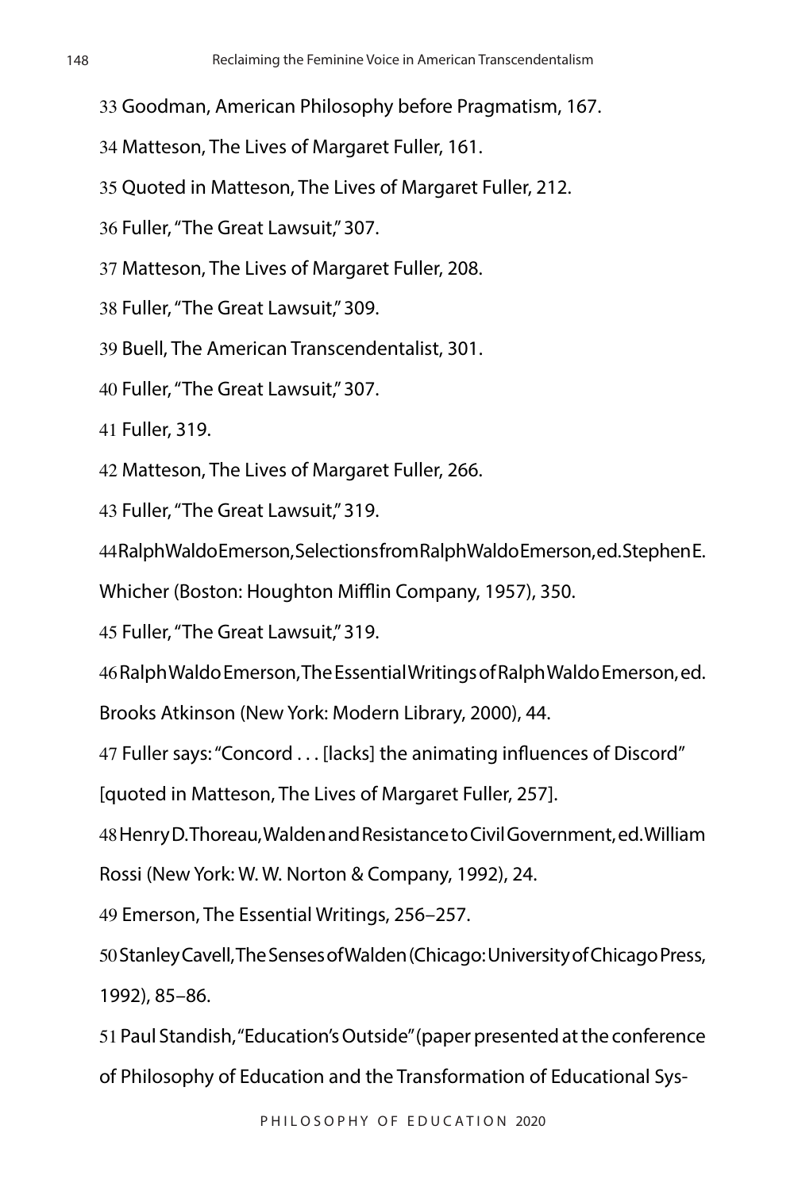33 Goodman, American Philosophy before Pragmatism, 167.

34 Matteson, The Lives of Margaret Fuller, 161.

35 Quoted in Matteson, The Lives of Margaret Fuller, 212.

36 Fuller, "The Great Lawsuit," 307.

37 Matteson, The Lives of Margaret Fuller, 208.

38 Fuller, "The Great Lawsuit," 309.

39 Buell, The American Transcendentalist, 301.

40 Fuller, "The Great Lawsuit," 307.

41 Fuller, 319.

42 Matteson, The Lives of Margaret Fuller, 266.

43 Fuller, "The Great Lawsuit," 319.

44 Ralph Waldo Emerson, Selections from Ralph Waldo Emerson, ed. Stephen E. Whicher (Boston: Houghton Mifflin Company, 1957), 350.

45 Fuller, "The Great Lawsuit," 319.

46 Ralph Waldo Emerson, The Essential Writings of Ralph Waldo Emerson, ed. Brooks Atkinson (New York: Modern Library, 2000), 44.

47 Fuller says: "Concord . . . [lacks] the animating influences of Discord" [quoted in Matteson, The Lives of Margaret Fuller, 257].

48 Henry D. Thoreau, Walden and Resistance to Civil Government, ed. William Rossi (New York: W. W. Norton & Company, 1992), 24.

49 Emerson, The Essential Writings, 256–257.

50 Stanley Cavell, The Senses of Walden (Chicago: University of Chicago Press, 1992), 85–86.

51 Paul Standish, "Education's Outside" (paper presented at the conference of Philosophy of Education and the Transformation of Educational Sys-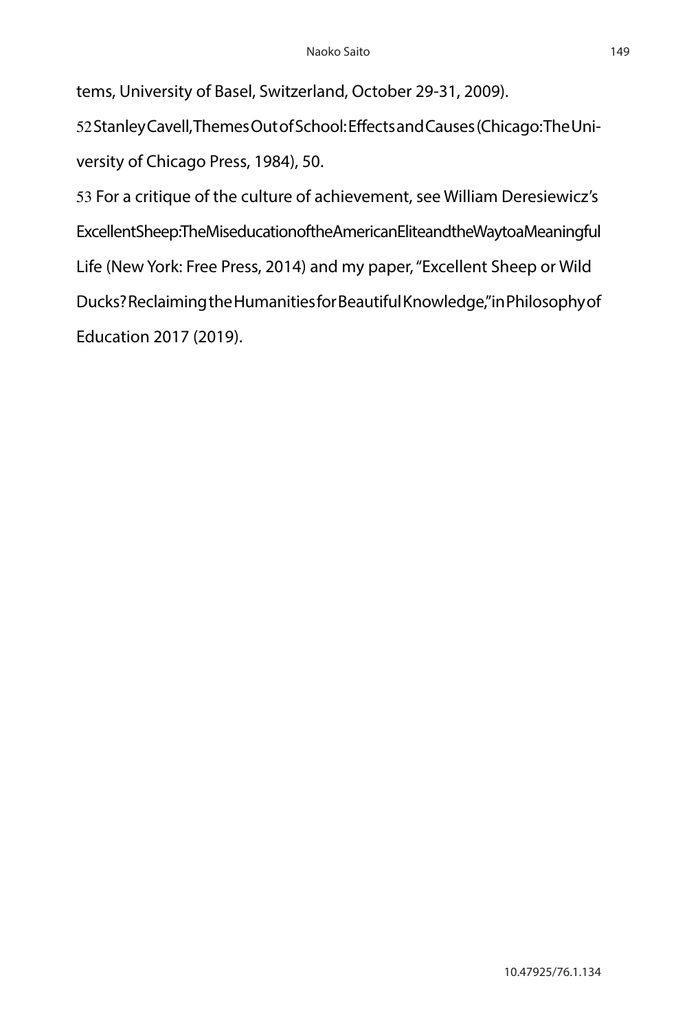tems, University of Basel, Switzerland, October 29-31, 2009).

52 Stanley Cavell, Themes Out of School: Effects and Causes (Chicago: The University of Chicago Press, 1984), 50.

53 For a critique of the culture of achievement, see William Deresiewicz's Excellent Sheep: The Miseducation of the American Elite and the Way to a Meaningful Life (New York: Free Press, 2014) and my paper, "Excellent Sheep or Wild Ducks? Reclaiming the Humanities for Beautiful Knowledge," in Philosophy of Education 2017 (2019).